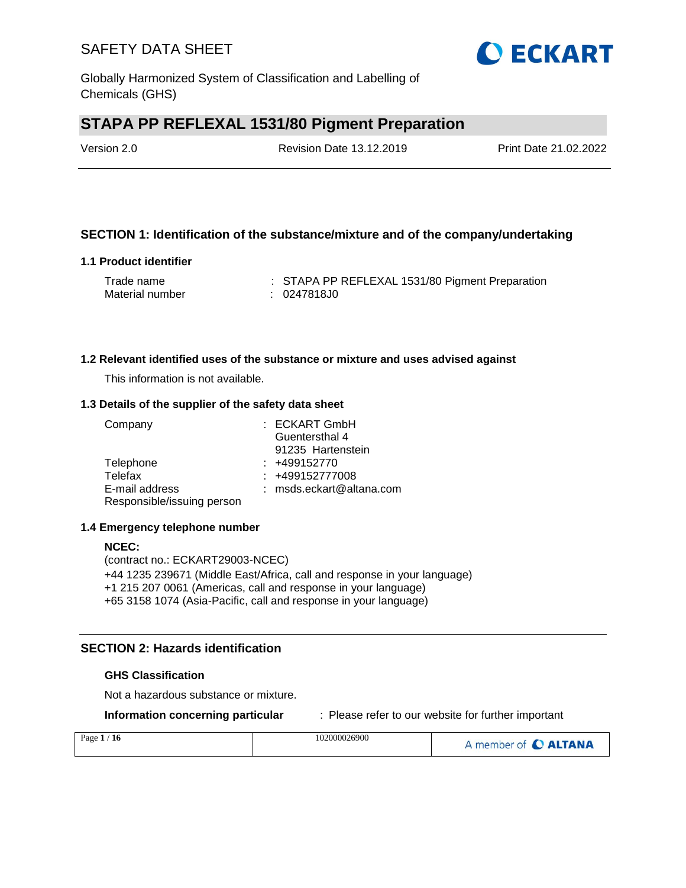# STAPA PP REFLEXAL 1531/80 Pigment Preparation

Version 2.0 | Revision Date 13.12.2019 | Print Date 21.02.2022

## SECTION 1: Identification of the substance/mixture and of the company/undertaking

### 1.1 Product identifier

Trade name : STAPA PP REFLEXAL 1531/80 Pigment Preparation
Material number : 0247818J0

### 1.2 Relevant identified uses of the substance or mixture and uses advised against

This information is not available.

### 1.3 Details of the supplier of the safety data sheet

Company : ECKART GmbH
Guentersthal 4
91235 Hartenstein
Telephone : +499152770
Telefax : +499152777008
E-mail address : msds.eckart@altana.com
Responsible/issuing person

### 1.4 Emergency telephone number

**NCEC:**
(contract no.: ECKART29003-NCEC)
+44 1235 239671 (Middle East/Africa, call and response in your language)
+1 215 207 0061 (Americas, call and response in your language)
+65 3158 1074 (Asia-Pacific, call and response in your language)

## SECTION 2: Hazards identification

**GHS Classification**

Not a hazardous substance or mixture.

**Information concerning particular** : Please refer to our website for further important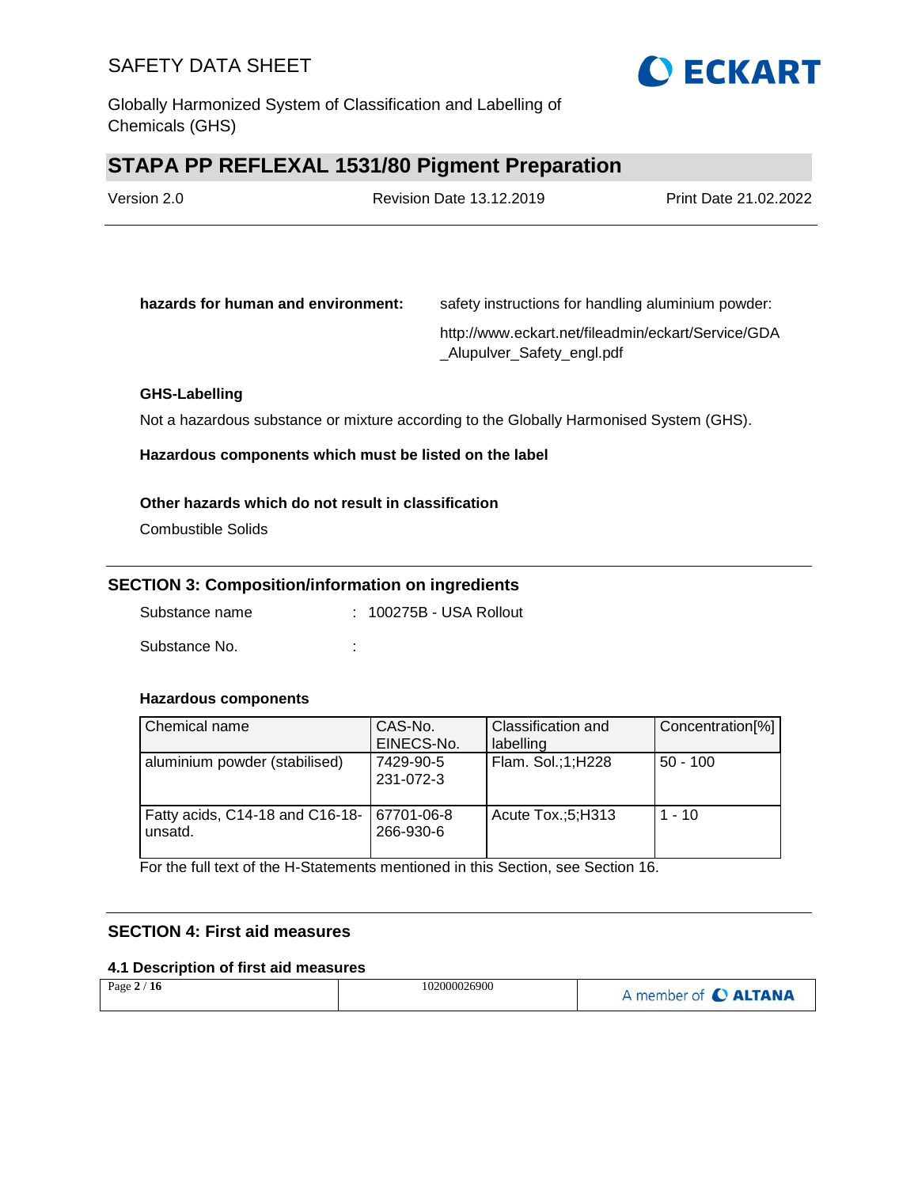**hazards for human and environment:** safety instructions for handling aluminium powder:

http://www.eckart.net/fileadmin/eckart/Service/GDA_Alupulver_Safety_engl.pdf

**GHS-Labelling**

Not a hazardous substance or mixture according to the Globally Harmonised System (GHS).

**Hazardous components which must be listed on the label**

**Other hazards which do not result in classification**

Combustible Solids

## SECTION 3: Composition/information on ingredients

Substance name : 100275B - USA Rollout

Substance No. :

**Hazardous components**

| Chemical name | CAS-No. EINECS-No. | Classification and labelling | Concentration[%] |
|---|---|---|---|
| aluminium powder (stabilised) | 7429-90-5 231-072-3 | Flam. Sol.;1;H228 | 50 - 100 |
| Fatty acids, C14-18 and C16-18-unsatd. | 67701-06-8 266-930-6 | Acute Tox.;5;H313 | 1 - 10 |

For the full text of the H-Statements mentioned in this Section, see Section 16.

## SECTION 4: First aid measures

### 4.1 Description of first aid measures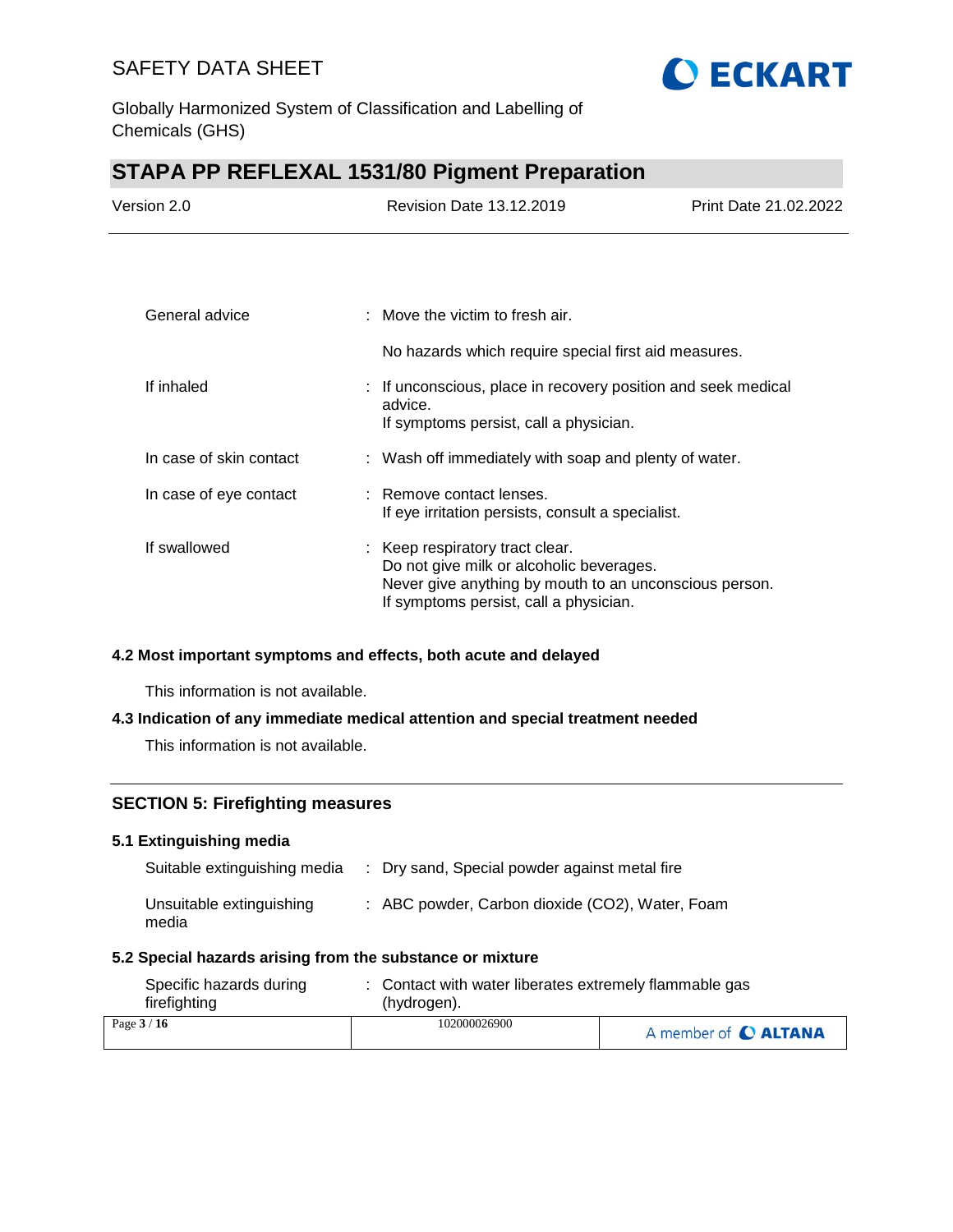| | | |
|---|---|---|
| General advice | : | Move the victim to fresh air.<br><br>No hazards which require special first aid measures. |
| If inhaled | : | If unconscious, place in recovery position and seek medical advice.<br>If symptoms persist, call a physician. |
| In case of skin contact | : | Wash off immediately with soap and plenty of water. |
| In case of eye contact | : | Remove contact lenses.<br>If eye irritation persists, consult a specialist. |
| If swallowed | : | Keep respiratory tract clear.<br>Do not give milk or alcoholic beverages.<br>Never give anything by mouth to an unconscious person.<br>If symptoms persist, call a physician. |

### 4.2 Most important symptoms and effects, both acute and delayed

This information is not available.

### 4.3 Indication of any immediate medical attention and special treatment needed

This information is not available.

## SECTION 5: Firefighting measures

### 5.1 Extinguishing media

| | | |
|---|---|---|
| Suitable extinguishing media | : | Dry sand, Special powder against metal fire |
| Unsuitable extinguishing media | : | ABC powder, Carbon dioxide (CO2), Water, Foam |

### 5.2 Special hazards arising from the substance or mixture

| | | |
|---|---|---|
| Specific hazards during firefighting | : | Contact with water liberates extremely flammable gas (hydrogen). |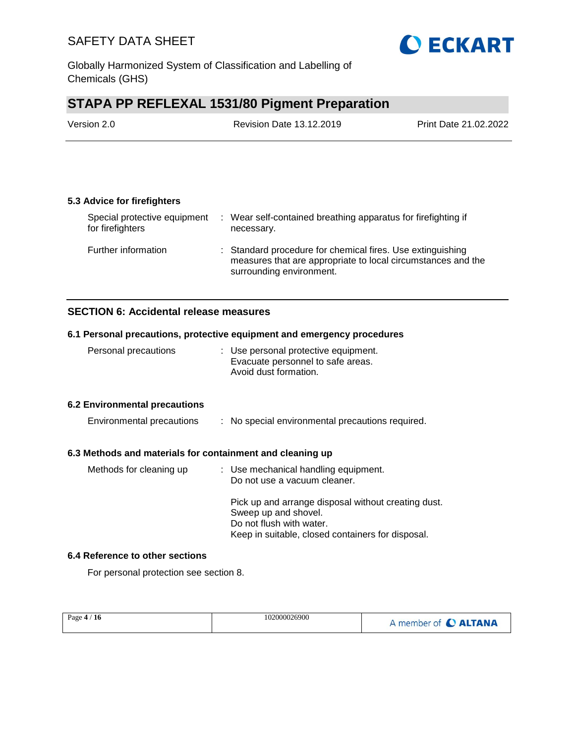### 5.3 Advice for firefighters

| | | |
|---|---|---|
| Special protective equipment for firefighters | : | Wear self-contained breathing apparatus for firefighting if necessary. |
| Further information | : | Standard procedure for chemical fires. Use extinguishing measures that are appropriate to local circumstances and the surrounding environment. |

## SECTION 6: Accidental release measures

### 6.1 Personal precautions, protective equipment and emergency procedures

| | | |
|---|---|---|
| Personal precautions | : | Use personal protective equipment.<br>Evacuate personnel to safe areas.<br>Avoid dust formation. |

### 6.2 Environmental precautions

| | | |
|---|---|---|
| Environmental precautions | : | No special environmental precautions required. |

### 6.3 Methods and materials for containment and cleaning up

| | | |
|---|---|---|
| Methods for cleaning up | : | Use mechanical handling equipment.<br>Do not use a vacuum cleaner.<br><br>Pick up and arrange disposal without creating dust.<br>Sweep up and shovel.<br>Do not flush with water.<br>Keep in suitable, closed containers for disposal. |

### 6.4 Reference to other sections

For personal protection see section 8.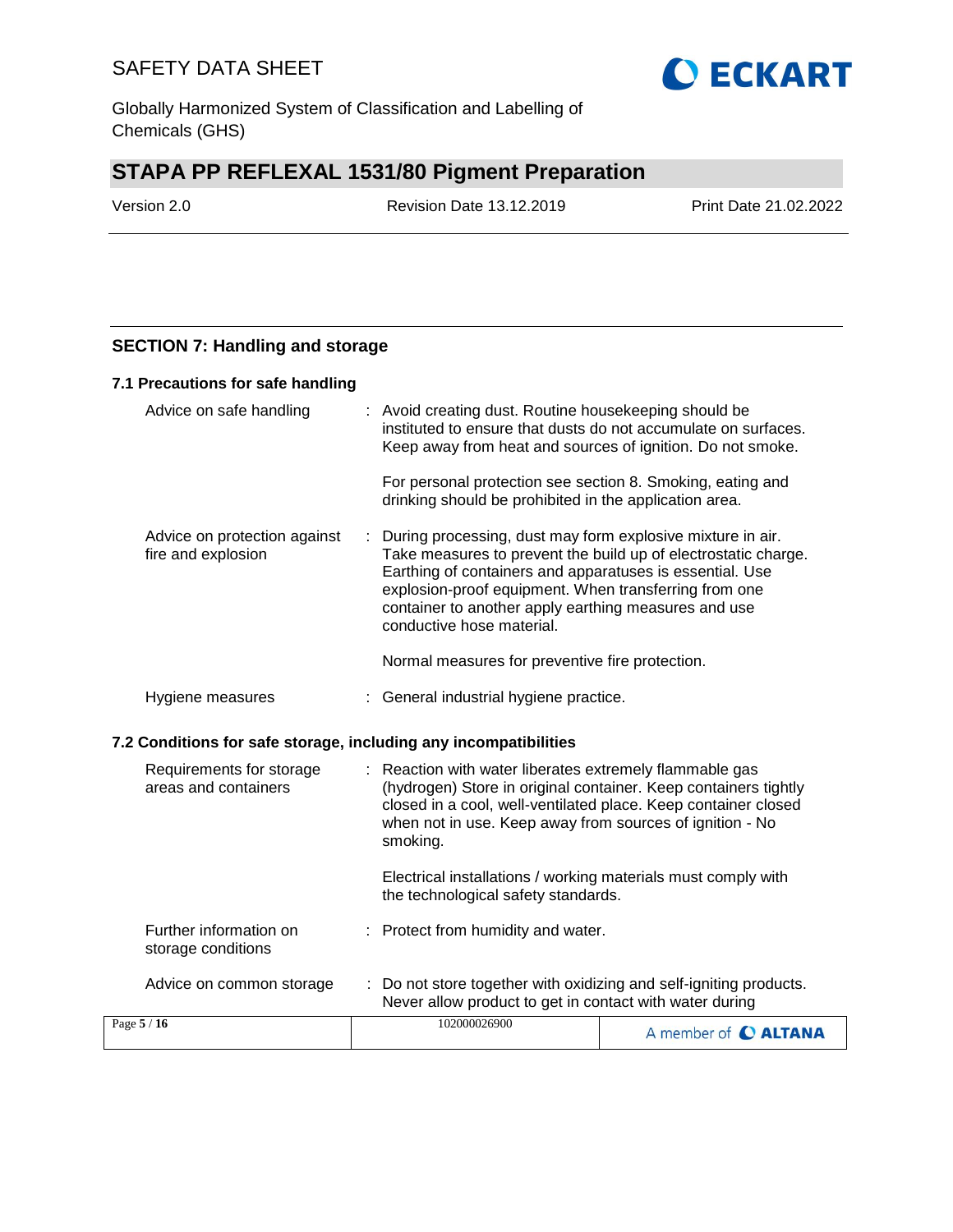## SECTION 7: Handling and storage

### 7.1 Precautions for safe handling

| | |
|---|---|
| Advice on safe handling | : Avoid creating dust. Routine housekeeping should be instituted to ensure that dusts do not accumulate on surfaces. Keep away from heat and sources of ignition. Do not smoke.<br><br>For personal protection see section 8. Smoking, eating and drinking should be prohibited in the application area. |
| Advice on protection against fire and explosion | : During processing, dust may form explosive mixture in air. Take measures to prevent the build up of electrostatic charge. Earthing of containers and apparatuses is essential. Use explosion-proof equipment. When transferring from one container to another apply earthing measures and use conductive hose material.<br><br>Normal measures for preventive fire protection. |
| Hygiene measures | : General industrial hygiene practice. |

### 7.2 Conditions for safe storage, including any incompatibilities

| | |
|---|---|
| Requirements for storage areas and containers | : Reaction with water liberates extremely flammable gas (hydrogen) Store in original container. Keep containers tightly closed in a cool, well-ventilated place. Keep container closed when not in use. Keep away from sources of ignition - No smoking.<br><br>Electrical installations / working materials must comply with the technological safety standards. |
| Further information on storage conditions | : Protect from humidity and water. |
| Advice on common storage | : Do not store together with oxidizing and self-igniting products. Never allow product to get in contact with water during |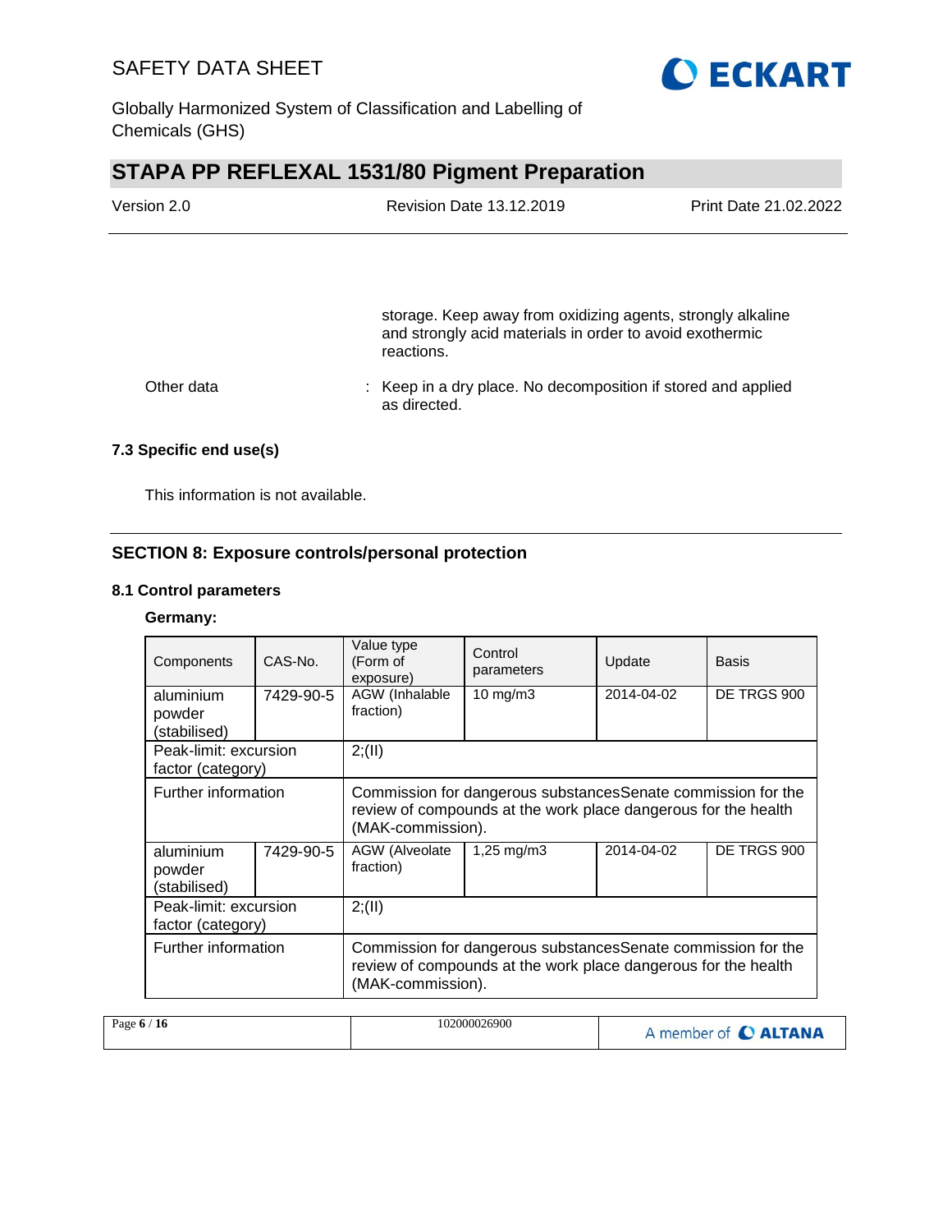storage. Keep away from oxidizing agents, strongly alkaline and strongly acid materials in order to avoid exothermic reactions.

Other data : Keep in a dry place. No decomposition if stored and applied as directed.

### 7.3 Specific end use(s)

This information is not available.

## SECTION 8: Exposure controls/personal protection

### 8.1 Control parameters

**Germany:**

| Components | CAS-No. | Value type (Form of exposure) | Control parameters | Update | Basis |
|---|---|---|---|---|---|
| aluminium powder (stabilised) | 7429-90-5 | AGW (Inhalable fraction) | 10 mg/m3 | 2014-04-02 | DE TRGS 900 |
| Peak-limit: excursion factor (category) | | 2;(II) | | | |
| Further information | | Commission for dangerous substancesSenate commission for the review of compounds at the work place dangerous for the health (MAK-commission). | | | |
| aluminium powder (stabilised) | 7429-90-5 | AGW (Alveolate fraction) | 1,25 mg/m3 | 2014-04-02 | DE TRGS 900 |
| Peak-limit: excursion factor (category) | | 2;(II) | | | |
| Further information | | Commission for dangerous substancesSenate commission for the review of compounds at the work place dangerous for the health (MAK-commission). | | | |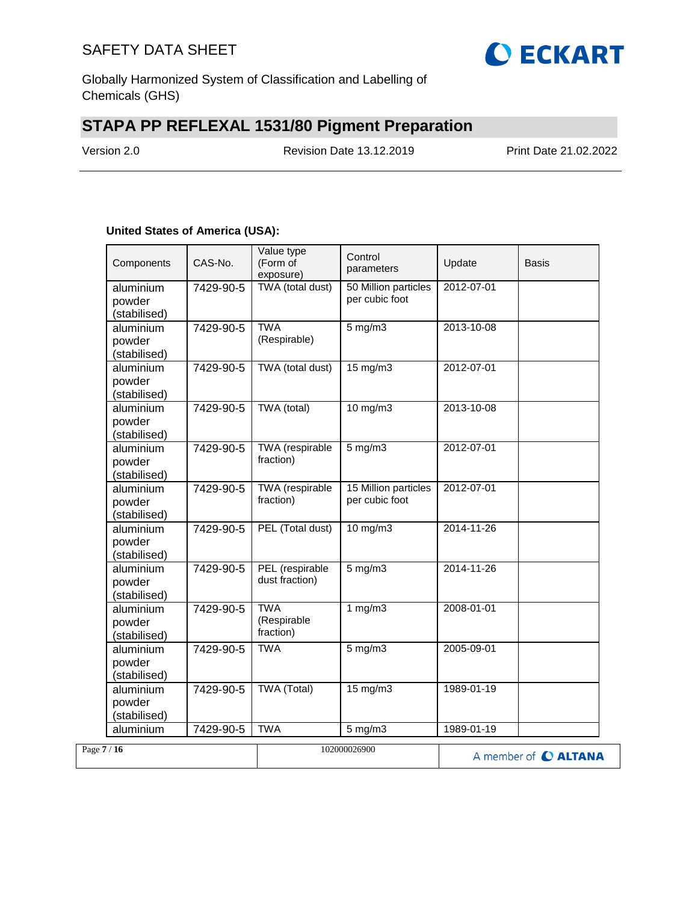**United States of America (USA):**

| Components | CAS-No. | Value type (Form of exposure) | Control parameters | Update | Basis |
|---|---|---|---|---|---|
| aluminium powder (stabilised) | 7429-90-5 | TWA (total dust) | 50 Million particles per cubic foot | 2012-07-01 | |
| aluminium powder (stabilised) | 7429-90-5 | TWA (Respirable) | 5 mg/m3 | 2013-10-08 | |
| aluminium powder (stabilised) | 7429-90-5 | TWA (total dust) | 15 mg/m3 | 2012-07-01 | |
| aluminium powder (stabilised) | 7429-90-5 | TWA (total) | 10 mg/m3 | 2013-10-08 | |
| aluminium powder (stabilised) | 7429-90-5 | TWA (respirable fraction) | 5 mg/m3 | 2012-07-01 | |
| aluminium powder (stabilised) | 7429-90-5 | TWA (respirable fraction) | 15 Million particles per cubic foot | 2012-07-01 | |
| aluminium powder (stabilised) | 7429-90-5 | PEL (Total dust) | 10 mg/m3 | 2014-11-26 | |
| aluminium powder (stabilised) | 7429-90-5 | PEL (respirable dust fraction) | 5 mg/m3 | 2014-11-26 | |
| aluminium powder (stabilised) | 7429-90-5 | TWA (Respirable fraction) | 1 mg/m3 | 2008-01-01 | |
| aluminium powder (stabilised) | 7429-90-5 | TWA | 5 mg/m3 | 2005-09-01 | |
| aluminium powder (stabilised) | 7429-90-5 | TWA (Total) | 15 mg/m3 | 1989-01-19 | |
| aluminium | 7429-90-5 | TWA | 5 mg/m3 | 1989-01-19 | |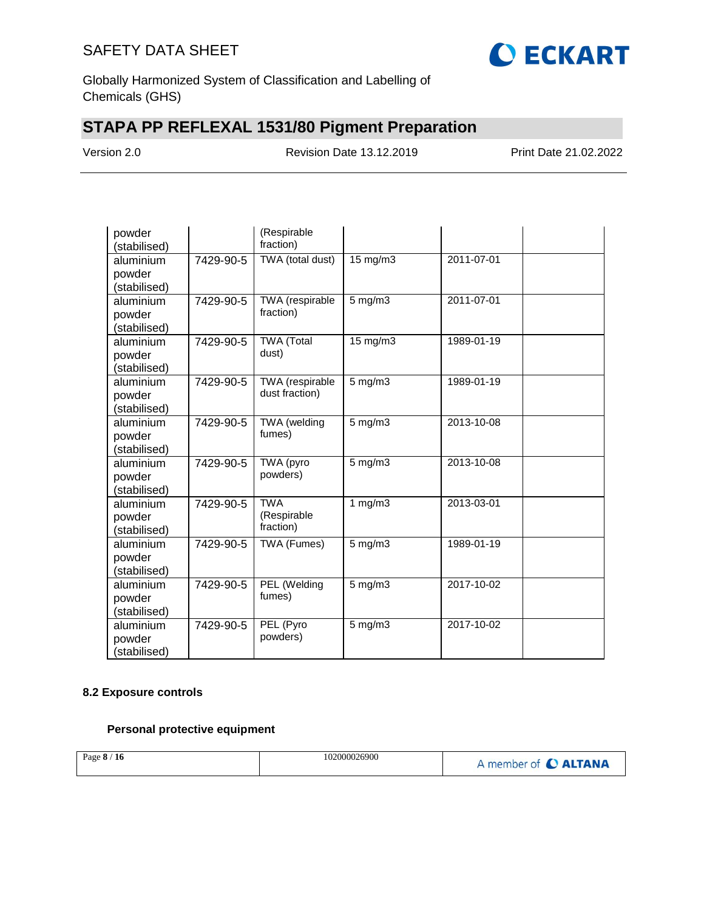| | | | | | |
|---|---|---|---|---|---|
| powder (stabilised) | | (Respirable fraction) | | | |
| aluminium powder (stabilised) | 7429-90-5 | TWA (total dust) | 15 mg/m3 | 2011-07-01 | |
| aluminium powder (stabilised) | 7429-90-5 | TWA (respirable fraction) | 5 mg/m3 | 2011-07-01 | |
| aluminium powder (stabilised) | 7429-90-5 | TWA (Total dust) | 15 mg/m3 | 1989-01-19 | |
| aluminium powder (stabilised) | 7429-90-5 | TWA (respirable dust fraction) | 5 mg/m3 | 1989-01-19 | |
| aluminium powder (stabilised) | 7429-90-5 | TWA (welding fumes) | 5 mg/m3 | 2013-10-08 | |
| aluminium powder (stabilised) | 7429-90-5 | TWA (pyro powders) | 5 mg/m3 | 2013-10-08 | |
| aluminium powder (stabilised) | 7429-90-5 | TWA (Respirable fraction) | 1 mg/m3 | 2013-03-01 | |
| aluminium powder (stabilised) | 7429-90-5 | TWA (Fumes) | 5 mg/m3 | 1989-01-19 | |
| aluminium powder (stabilised) | 7429-90-5 | PEL (Welding fumes) | 5 mg/m3 | 2017-10-02 | |
| aluminium powder (stabilised) | 7429-90-5 | PEL (Pyro powders) | 5 mg/m3 | 2017-10-02 | |

### 8.2 Exposure controls

#### Personal protective equipment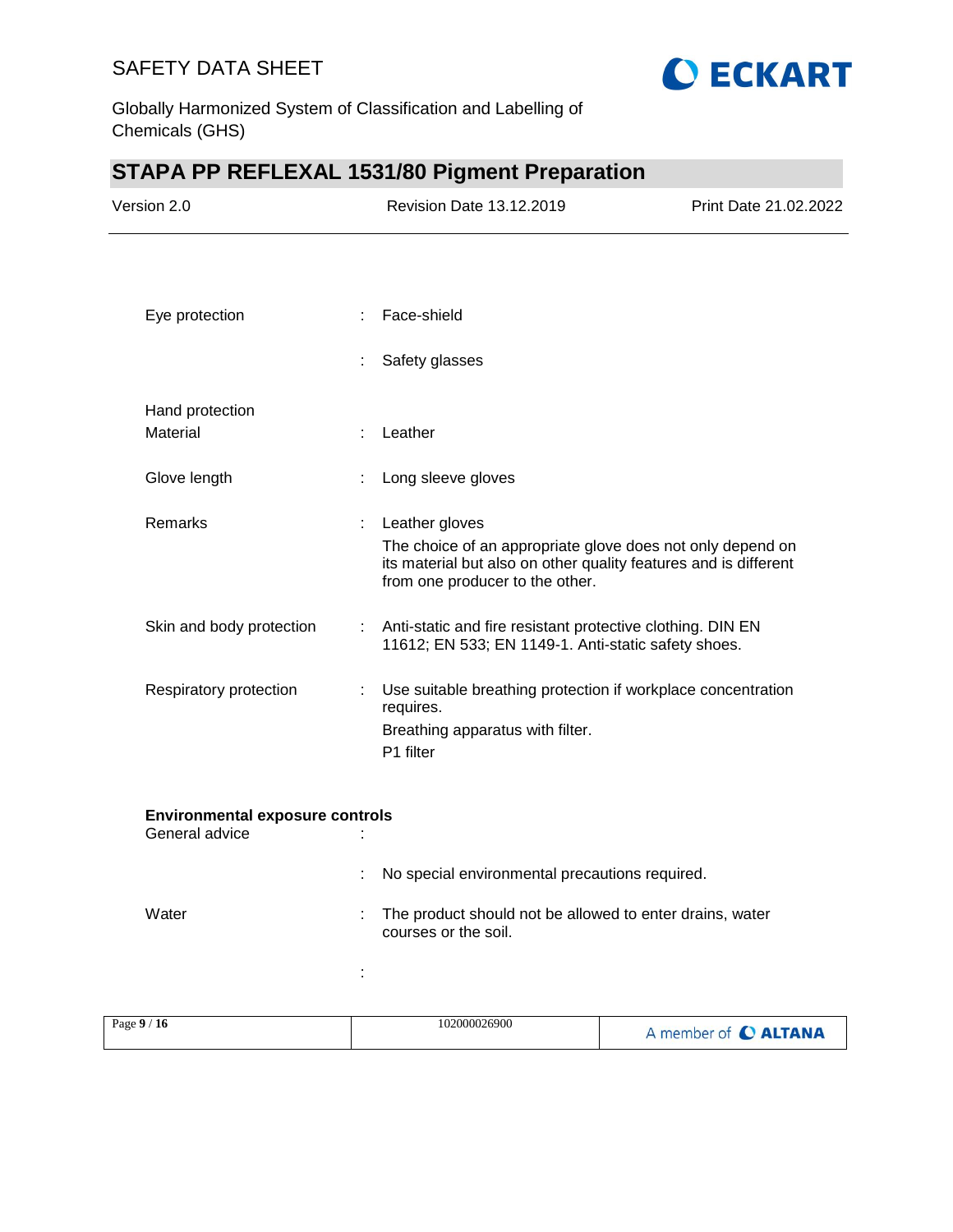Eye protection : Face-shield

: Safety glasses

Hand protection
Material : Leather

Glove length : Long sleeve gloves

Remarks : Leather gloves
The choice of an appropriate glove does not only depend on its material but also on other quality features and is different from one producer to the other.

Skin and body protection : Anti-static and fire resistant protective clothing. DIN EN 11612; EN 533; EN 1149-1. Anti-static safety shoes.

Respiratory protection : Use suitable breathing protection if workplace concentration requires.
Breathing apparatus with filter.
P1 filter

**Environmental exposure controls**

General advice :

: No special environmental precautions required.

Water : The product should not be allowed to enter drains, water courses or the soil.

: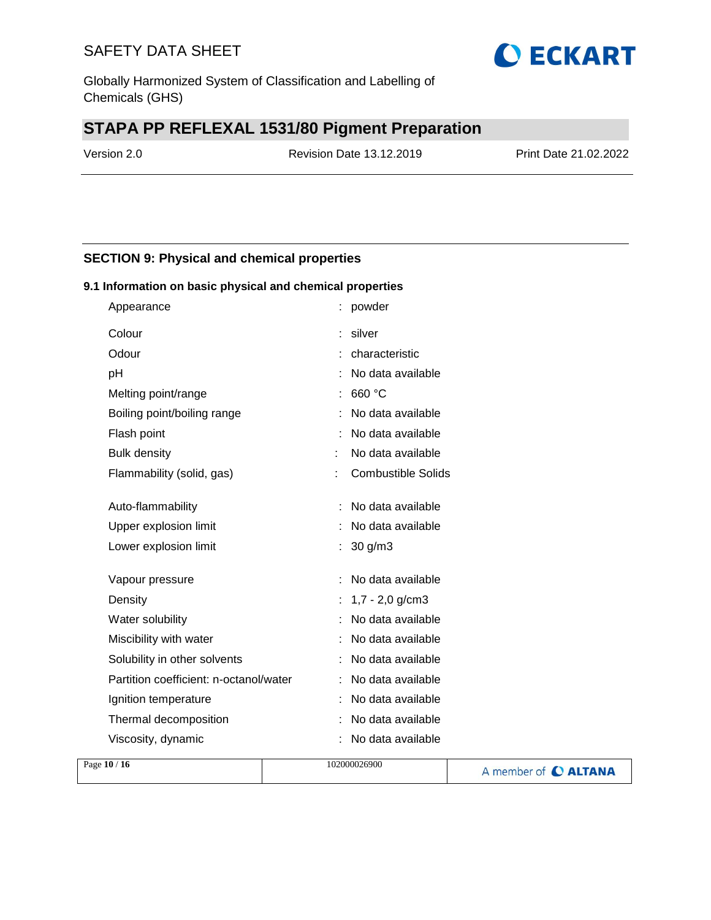## SECTION 9: Physical and chemical properties

### 9.1 Information on basic physical and chemical properties

| Property | | Value |
|---|---|---|
| Appearance | : | powder |
| Colour | : | silver |
| Odour | : | characteristic |
| pH | : | No data available |
| Melting point/range | : | 660 °C |
| Boiling point/boiling range | : | No data available |
| Flash point | : | No data available |
| Bulk density | : | No data available |
| Flammability (solid, gas) | : | Combustible Solids |
| Auto-flammability | : | No data available |
| Upper explosion limit | : | No data available |
| Lower explosion limit | : | 30 g/m3 |
| Vapour pressure | : | No data available |
| Density | : | 1,7 - 2,0 g/cm3 |
| Water solubility | : | No data available |
| Miscibility with water | : | No data available |
| Solubility in other solvents | : | No data available |
| Partition coefficient: n-octanol/water | : | No data available |
| Ignition temperature | : | No data available |
| Thermal decomposition | : | No data available |
| Viscosity, dynamic | : | No data available |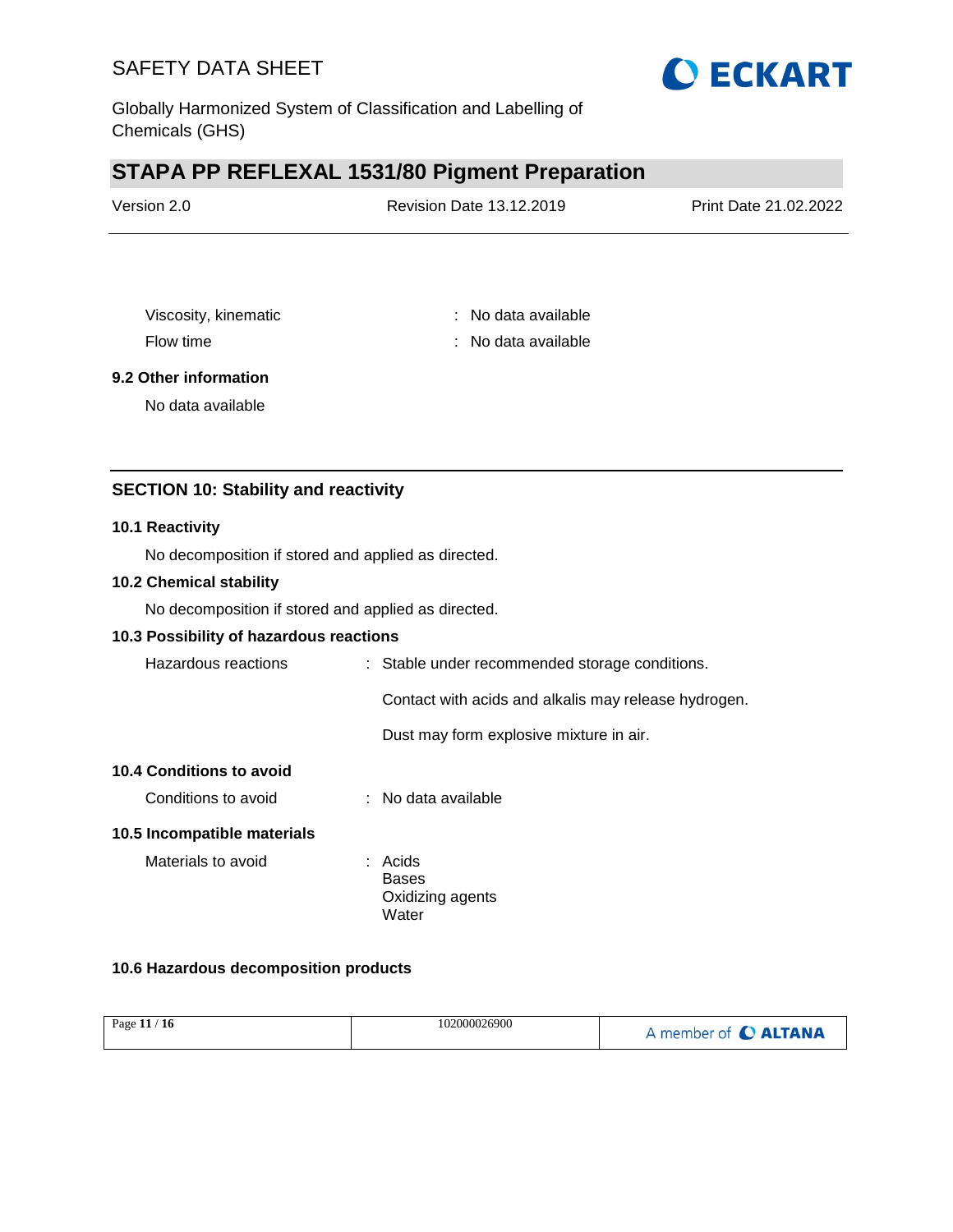| | | |
|---|---|---|
| Viscosity, kinematic | : | No data available |
| Flow time | : | No data available |

**9.2 Other information**

No data available

## SECTION 10: Stability and reactivity

**10.1 Reactivity**

No decomposition if stored and applied as directed.

**10.2 Chemical stability**

No decomposition if stored and applied as directed.

**10.3 Possibility of hazardous reactions**

Hazardous reactions : Stable under recommended storage conditions.

Contact with acids and alkalis may release hydrogen.

Dust may form explosive mixture in air.

**10.4 Conditions to avoid**

Conditions to avoid : No data available

**10.5 Incompatible materials**

Materials to avoid : Acids
Bases
Oxidizing agents
Water

**10.6 Hazardous decomposition products**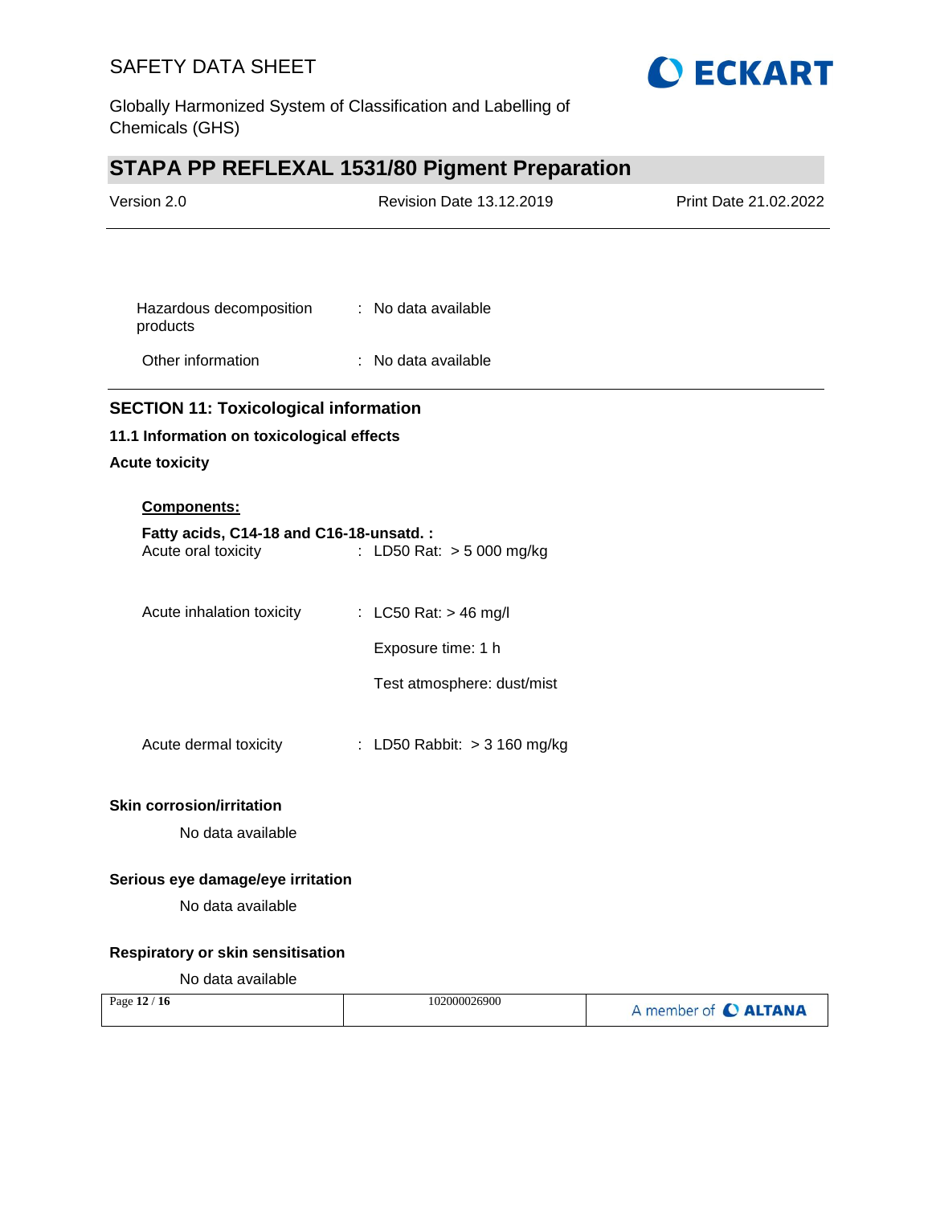| | | |
|---|---|---|
| Hazardous decomposition products | : | No data available |
| Other information | : | No data available |

## SECTION 11: Toxicological information

### 11.1 Information on toxicological effects

**Acute toxicity**

**Components:**

**Fatty acids, C14-18 and C16-18-unsatd. :**

| | | |
|---|---|---|
| Acute oral toxicity | : | LD50 Rat: > 5 000 mg/kg |
| Acute inhalation toxicity | : | LC50 Rat: > 46 mg/l<br>Exposure time: 1 h<br>Test atmosphere: dust/mist |
| Acute dermal toxicity | : | LD50 Rabbit: > 3 160 mg/kg |

**Skin corrosion/irritation**

No data available

**Serious eye damage/eye irritation**

No data available

**Respiratory or skin sensitisation**

No data available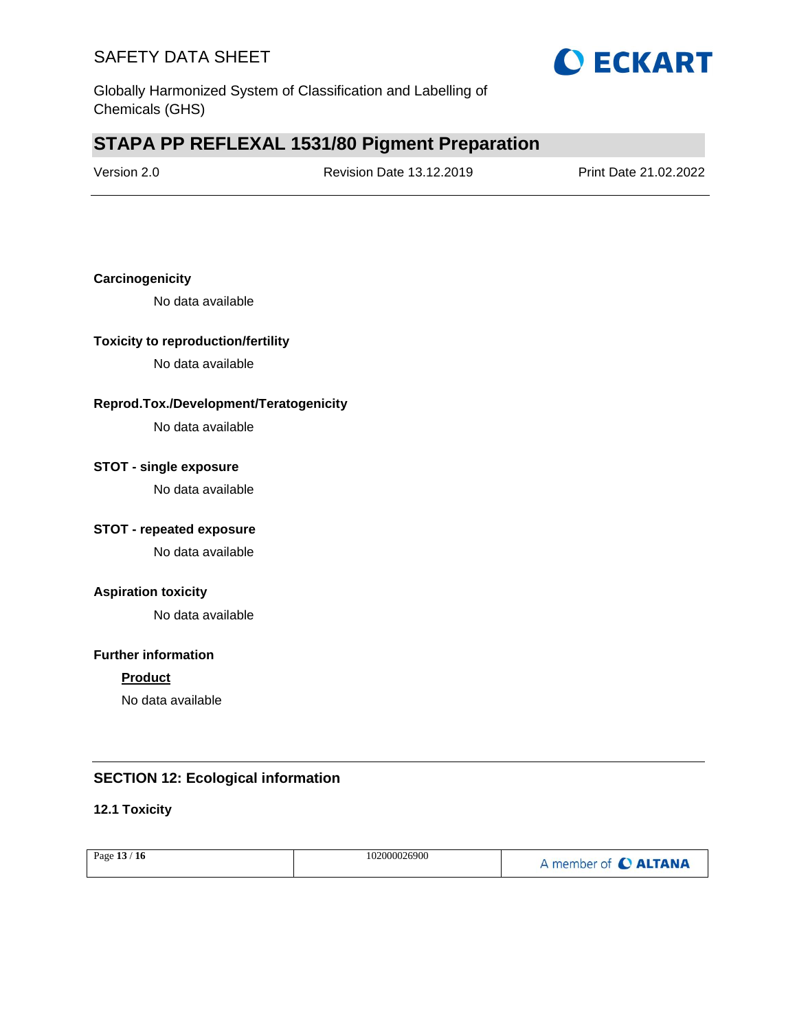**Carcinogenicity**

No data available

**Toxicity to reproduction/fertility**

No data available

**Reprod.Tox./Development/Teratogenicity**

No data available

**STOT - single exposure**

No data available

**STOT - repeated exposure**

No data available

**Aspiration toxicity**

No data available

**Further information**

**Product**

No data available

## SECTION 12: Ecological information

### 12.1 Toxicity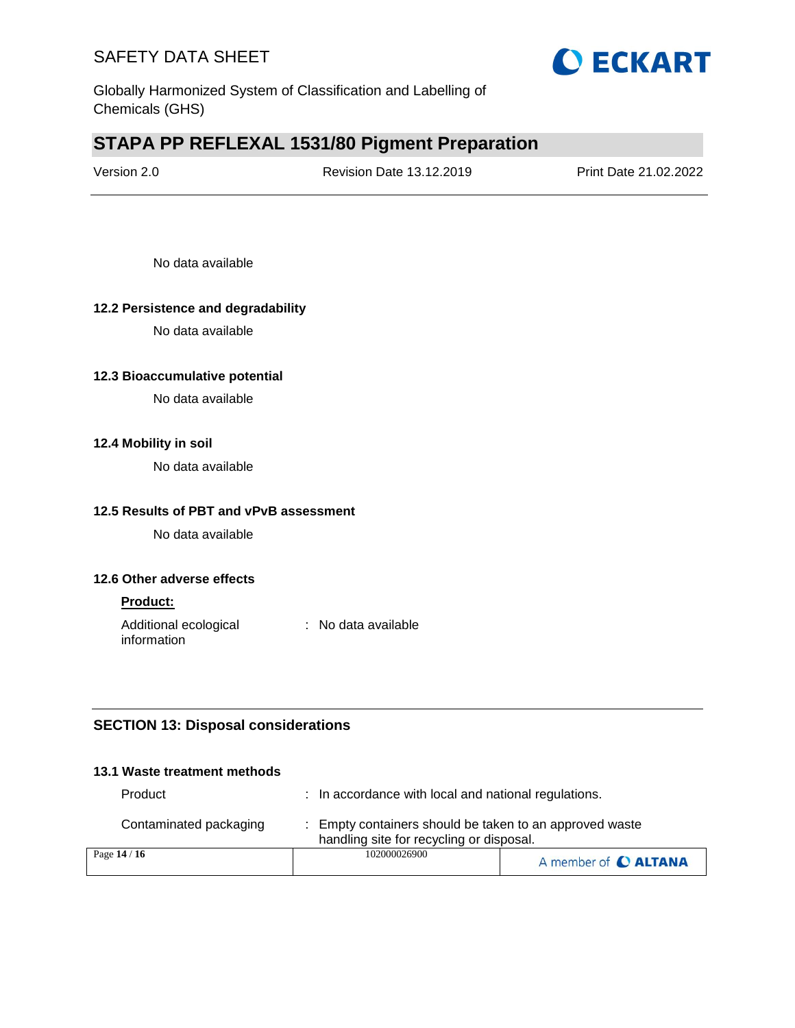No data available

### 12.2 Persistence and degradability

No data available

### 12.3 Bioaccumulative potential

No data available

### 12.4 Mobility in soil

No data available

### 12.5 Results of PBT and vPvB assessment

No data available

### 12.6 Other adverse effects

**Product:**

| | | |
|---|---|---|
| Additional ecological information | : | No data available |

## SECTION 13: Disposal considerations

### 13.1 Waste treatment methods

| | | |
|---|---|---|
| Product | : | In accordance with local and national regulations. |
| Contaminated packaging | : | Empty containers should be taken to an approved waste handling site for recycling or disposal. |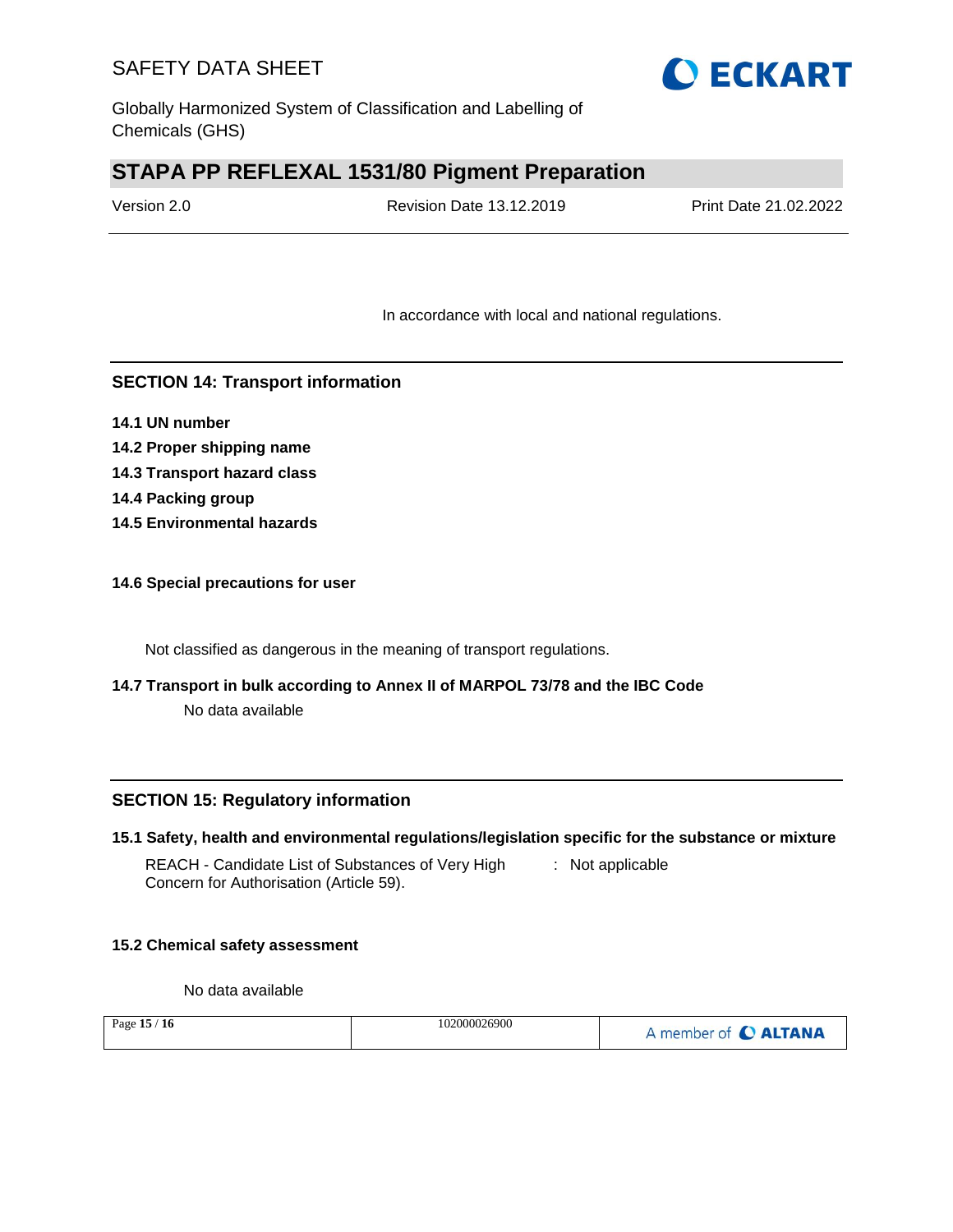In accordance with local and national regulations.

## SECTION 14: Transport information

**14.1 UN number**

**14.2 Proper shipping name**

**14.3 Transport hazard class**

**14.4 Packing group**

**14.5 Environmental hazards**

**14.6 Special precautions for user**

Not classified as dangerous in the meaning of transport regulations.

**14.7 Transport in bulk according to Annex II of MARPOL 73/78 and the IBC Code**

No data available

## SECTION 15: Regulatory information

**15.1 Safety, health and environmental regulations/legislation specific for the substance or mixture**

REACH - Candidate List of Substances of Very High Concern for Authorisation (Article 59). : Not applicable

**15.2 Chemical safety assessment**

No data available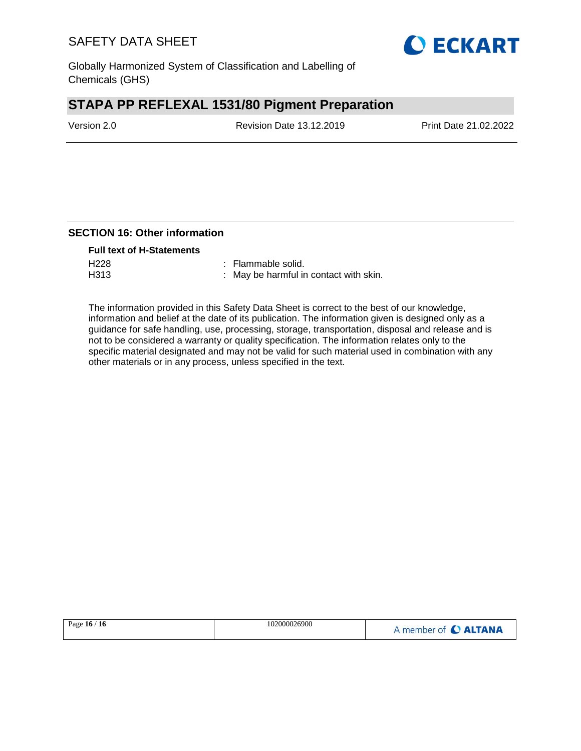## SECTION 16: Other information

**Full text of H-Statements**

| | |
|---|---|
| H228 | : Flammable solid. |
| H313 | : May be harmful in contact with skin. |

The information provided in this Safety Data Sheet is correct to the best of our knowledge, information and belief at the date of its publication. The information given is designed only as a guidance for safe handling, use, processing, storage, transportation, disposal and release and is not to be considered a warranty or quality specification. The information relates only to the specific material designated and may not be valid for such material used in combination with any other materials or in any process, unless specified in the text.